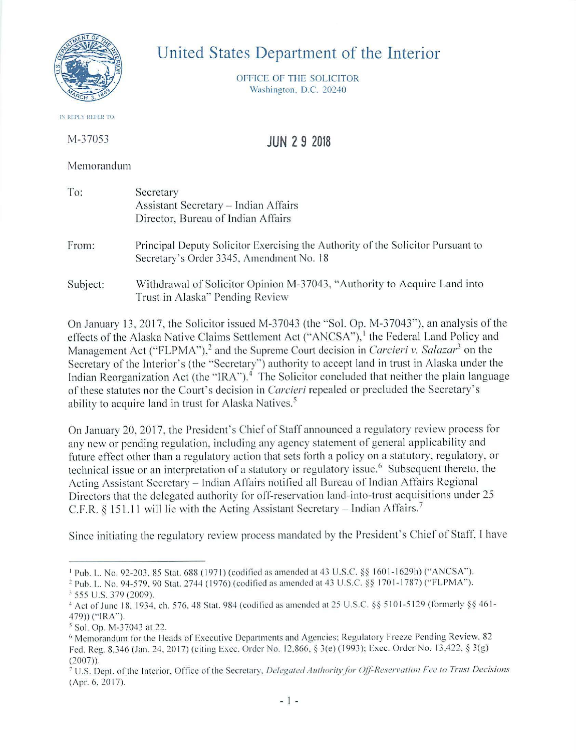# United States Department of the Interior

OFFICE OF THE SOLICITOR
Washington, D.C. 20240

IN REPLY REFER TO:

M-37053

JUN 29 2018

Memorandum

| | |
|---|---|
| To: | Secretary<br>Assistant Secretary – Indian Affairs<br>Director, Bureau of Indian Affairs |
| From: | Principal Deputy Solicitor Exercising the Authority of the Solicitor Pursuant to Secretary's Order 3345, Amendment No. 18 |
| Subject: | Withdrawal of Solicitor Opinion M-37043, "Authority to Acquire Land into Trust in Alaska" Pending Review |

On January 13, 2017, the Solicitor issued M-37043 (the "Sol. Op. M-37043"), an analysis of the effects of the Alaska Native Claims Settlement Act ("ANCSA"),[1] the Federal Land Policy and Management Act ("FLPMA"),[2] and the Supreme Court decision in *Carcieri v. Salazar*[3] on the Secretary of the Interior's (the "Secretary") authority to accept land in trust in Alaska under the Indian Reorganization Act (the "IRA").[4] The Solicitor concluded that neither the plain language of these statutes nor the Court's decision in *Carcieri* repealed or precluded the Secretary's ability to acquire land in trust for Alaska Natives.[5]

On January 20, 2017, the President's Chief of Staff announced a regulatory review process for any new or pending regulation, including any agency statement of general applicability and future effect other than a regulatory action that sets forth a policy on a statutory, regulatory, or technical issue or an interpretation of a statutory or regulatory issue.[6] Subsequent thereto, the Acting Assistant Secretary – Indian Affairs notified all Bureau of Indian Affairs Regional Directors that the delegated authority for off-reservation land-into-trust acquisitions under 25 C.F.R. § 151.11 will lie with the Acting Assistant Secretary – Indian Affairs.[7]

Since initiating the regulatory review process mandated by the President's Chief of Staff, I have

---

[1] Pub. L. No. 92-203, 85 Stat. 688 (1971) (codified as amended at 43 U.S.C. §§ 1601-1629h) ("ANCSA").

[2] Pub. L. No. 94-579, 90 Stat. 2744 (1976) (codified as amended at 43 U.S.C. §§ 1701-1787) ("FLPMA").

[3] 555 U.S. 379 (2009).

[4] Act of June 18, 1934, ch. 576, 48 Stat. 984 (codified as amended at 25 U.S.C. §§ 5101-5129 (formerly §§ 461-479)) ("IRA").

[5] Sol. Op. M-37043 at 22.

[6] Memorandum for the Heads of Executive Departments and Agencies; Regulatory Freeze Pending Review, 82 Fed. Reg. 8,346 (Jan. 24, 2017) (citing Exec. Order No. 12,866, § 3(e) (1993); Exec. Order No. 13,422, § 3(g) (2007)).

[7] U.S. Dept. of the Interior, Office of the Secretary, *Delegated Authority for Off-Reservation Fee to Trust Decisions* (Apr. 6, 2017).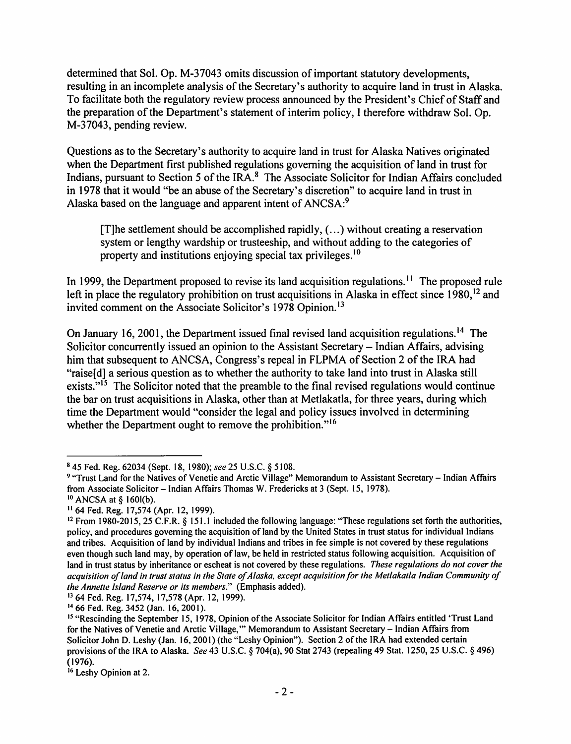determined that Sol. Op. M-37043 omits discussion of important statutory developments, resulting in an incomplete analysis of the Secretary's authority to acquire land in trust in Alaska. To facilitate both the regulatory review process announced by the President's Chief of Staff and the preparation of the Department's statement of interim policy, I therefore withdraw Sol. Op. M-37043, pending review.

Questions as to the Secretary's authority to acquire land in trust for Alaska Natives originated when the Department first published regulations governing the acquisition of land in trust for Indians, pursuant to Section 5 of the IRA.[8] The Associate Solicitor for Indian Affairs concluded in 1978 that it would "be an abuse of the Secretary's discretion" to acquire land in trust in Alaska based on the language and apparent intent of ANCSA:[9]

> [T]he settlement should be accomplished rapidly, (…) without creating a reservation system or lengthy wardship or trusteeship, and without adding to the categories of property and institutions enjoying special tax privileges.[10]

In 1999, the Department proposed to revise its land acquisition regulations.[11] The proposed rule left in place the regulatory prohibition on trust acquisitions in Alaska in effect since 1980,[12] and invited comment on the Associate Solicitor's 1978 Opinion.[13]

On January 16, 2001, the Department issued final revised land acquisition regulations.[14] The Solicitor concurrently issued an opinion to the Assistant Secretary – Indian Affairs, advising him that subsequent to ANCSA, Congress's repeal in FLPMA of Section 2 of the IRA had "raise[d] a serious question as to whether the authority to take land into trust in Alaska still exists."[15] The Solicitor noted that the preamble to the final revised regulations would continue the bar on trust acquisitions in Alaska, other than at Metlakatla, for three years, during which time the Department would "consider the legal and policy issues involved in determining whether the Department ought to remove the prohibition."[16]

---

[8] 45 Fed. Reg. 62034 (Sept. 18, 1980); *see* 25 U.S.C. § 5108.

[9] "Trust Land for the Natives of Venetie and Arctic Village" Memorandum to Assistant Secretary – Indian Affairs from Associate Solicitor – Indian Affairs Thomas W. Fredericks at 3 (Sept. 15, 1978).

[10] ANCSA at § 1601(b).

[11] 64 Fed. Reg. 17,574 (Apr. 12, 1999).

[12] From 1980-2015, 25 C.F.R. § 151.1 included the following language: "These regulations set forth the authorities, policy, and procedures governing the acquisition of land by the United States in trust status for individual Indians and tribes. Acquisition of land by individual Indians and tribes in fee simple is not covered by these regulations even though such land may, by operation of law, be held in restricted status following acquisition. Acquisition of land in trust status by inheritance or escheat is not covered by these regulations. *These regulations do not cover the acquisition of land in trust status in the State of Alaska, except acquisition for the Metlakatla Indian Community of the Annette Island Reserve or its members*." (Emphasis added).

[13] 64 Fed. Reg. 17,574, 17,578 (Apr. 12, 1999).

[14] 66 Fed. Reg. 3452 (Jan. 16, 2001).

[15] "Rescinding the September 15, 1978, Opinion of the Associate Solicitor for Indian Affairs entitled 'Trust Land for the Natives of Venetie and Arctic Village,'" Memorandum to Assistant Secretary – Indian Affairs from Solicitor John D. Leshy (Jan. 16, 2001) (the "Leshy Opinion"). Section 2 of the IRA had extended certain provisions of the IRA to Alaska. *See* 43 U.S.C. § 704(a), 90 Stat 2743 (repealing 49 Stat. 1250, 25 U.S.C. § 496) (1976).

[16] Leshy Opinion at 2.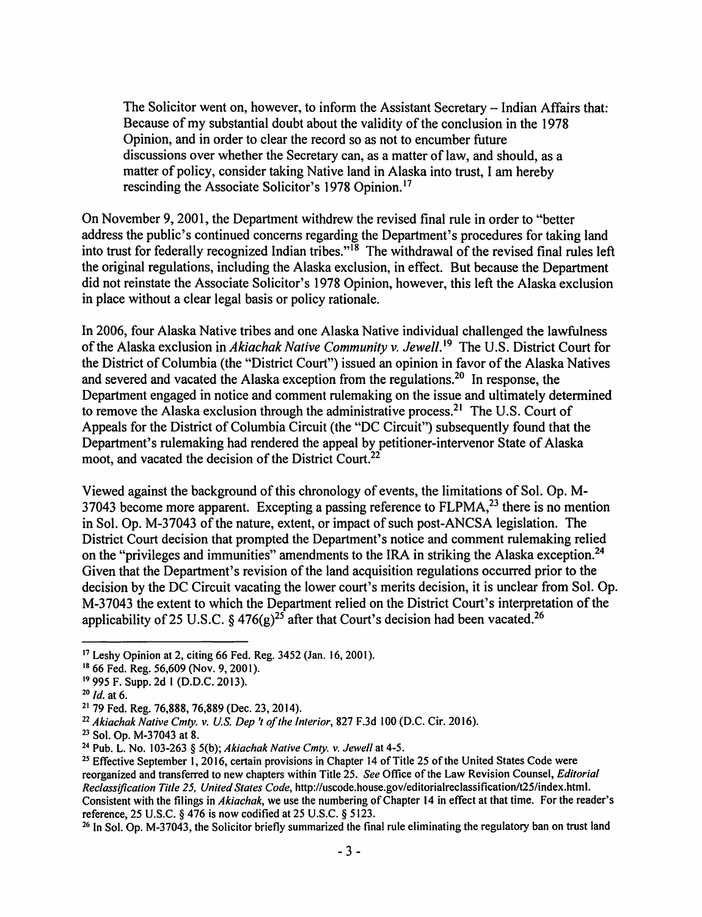> The Solicitor went on, however, to inform the Assistant Secretary – Indian Affairs that: Because of my substantial doubt about the validity of the conclusion in the 1978 Opinion, and in order to clear the record so as not to encumber future discussions over whether the Secretary can, as a matter of law, and should, as a matter of policy, consider taking Native land in Alaska into trust, I am hereby rescinding the Associate Solicitor's 1978 Opinion.[17]

On November 9, 2001, the Department withdrew the revised final rule in order to "better address the public's continued concerns regarding the Department's procedures for taking land into trust for federally recognized Indian tribes."[18] The withdrawal of the revised final rules left the original regulations, including the Alaska exclusion, in effect. But because the Department did not reinstate the Associate Solicitor's 1978 Opinion, however, this left the Alaska exclusion in place without a clear legal basis or policy rationale.

In 2006, four Alaska Native tribes and one Alaska Native individual challenged the lawfulness of the Alaska exclusion in *Akiachak Native Community v. Jewell*.[19] The U.S. District Court for the District of Columbia (the "District Court") issued an opinion in favor of the Alaska Natives and severed and vacated the Alaska exception from the regulations.[20] In response, the Department engaged in notice and comment rulemaking on the issue and ultimately determined to remove the Alaska exclusion through the administrative process.[21] The U.S. Court of Appeals for the District of Columbia Circuit (the "DC Circuit") subsequently found that the Department's rulemaking had rendered the appeal by petitioner-intervenor State of Alaska moot, and vacated the decision of the District Court.[22]

Viewed against the background of this chronology of events, the limitations of Sol. Op. M-37043 become more apparent. Excepting a passing reference to FLPMA,[23] there is no mention in Sol. Op. M-37043 of the nature, extent, or impact of such post-ANCSA legislation. The District Court decision that prompted the Department's notice and comment rulemaking relied on the "privileges and immunities" amendments to the IRA in striking the Alaska exception.[24] Given that the Department's revision of the land acquisition regulations occurred prior to the decision by the DC Circuit vacating the lower court's merits decision, it is unclear from Sol. Op. M-37043 the extent to which the Department relied on the District Court's interpretation of the applicability of 25 U.S.C. § 476(g)[25] after that Court's decision had been vacated.[26]

---

[17] Leshy Opinion at 2, citing 66 Fed. Reg. 3452 (Jan. 16, 2001).

[18] 66 Fed. Reg. 56,609 (Nov. 9, 2001).

[19] 995 F. Supp. 2d 1 (D.D.C. 2013).

[20] *Id.* at 6.

[21] 79 Fed. Reg. 76,888, 76,889 (Dec. 23, 2014).

[22] *Akiachak Native Cmty. v. U.S. Dep't of the Interior*, 827 F.3d 100 (D.C. Cir. 2016).

[23] Sol. Op. M-37043 at 8.

[24] Pub. L. No. 103-263 § 5(b); *Akiachak Native Cmty. v. Jewell* at 4-5.

[25] Effective September 1, 2016, certain provisions in Chapter 14 of Title 25 of the United States Code were reorganized and transferred to new chapters within Title 25. *See* Office of the Law Revision Counsel, *Editorial Reclassification Title 25, United States Code*, http://uscode.house.gov/editorialreclassification/t25/index.html. Consistent with the filings in *Akiachak*, we use the numbering of Chapter 14 in effect at that time. For the reader's reference, 25 U.S.C. § 476 is now codified at 25 U.S.C. § 5123.

[26] In Sol. Op. M-37043, the Solicitor briefly summarized the final rule eliminating the regulatory ban on trust land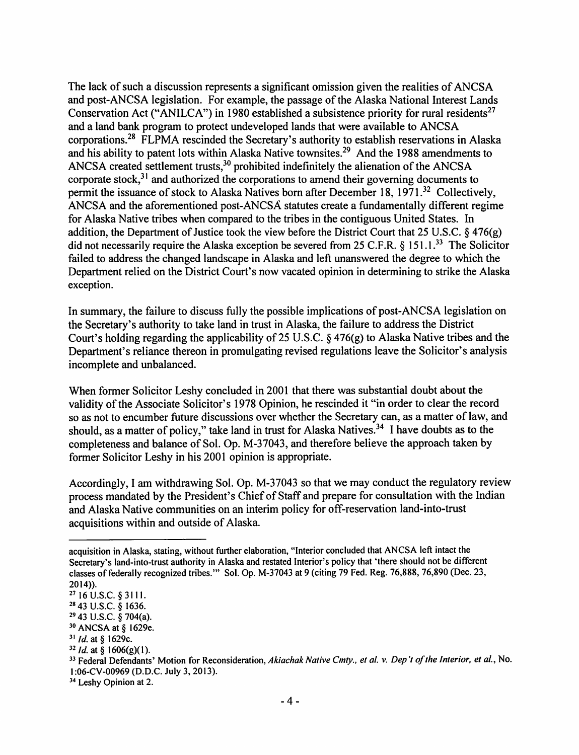The lack of such a discussion represents a significant omission given the realities of ANCSA and post-ANCSA legislation. For example, the passage of the Alaska National Interest Lands Conservation Act ("ANILCA") in 1980 established a subsistence priority for rural residents[27] and a land bank program to protect undeveloped lands that were available to ANCSA corporations.[28] FLPMA rescinded the Secretary's authority to establish reservations in Alaska and his ability to patent lots within Alaska Native townsites.[29] And the 1988 amendments to ANCSA created settlement trusts,[30] prohibited indefinitely the alienation of the ANCSA corporate stock,[31] and authorized the corporations to amend their governing documents to permit the issuance of stock to Alaska Natives born after December 18, 1971.[32] Collectively, ANCSA and the aforementioned post-ANCSA statutes create a fundamentally different regime for Alaska Native tribes when compared to the tribes in the contiguous United States. In addition, the Department of Justice took the view before the District Court that 25 U.S.C. § 476(g) did not necessarily require the Alaska exception be severed from 25 C.F.R. § 151.1.[33] The Solicitor failed to address the changed landscape in Alaska and left unanswered the degree to which the Department relied on the District Court's now vacated opinion in determining to strike the Alaska exception.

In summary, the failure to discuss fully the possible implications of post-ANCSA legislation on the Secretary's authority to take land in trust in Alaska, the failure to address the District Court's holding regarding the applicability of 25 U.S.C. § 476(g) to Alaska Native tribes and the Department's reliance thereon in promulgating revised regulations leave the Solicitor's analysis incomplete and unbalanced.

When former Solicitor Leshy concluded in 2001 that there was substantial doubt about the validity of the Associate Solicitor's 1978 Opinion, he rescinded it "in order to clear the record so as not to encumber future discussions over whether the Secretary can, as a matter of law, and should, as a matter of policy," take land in trust for Alaska Natives.[34] I have doubts as to the completeness and balance of Sol. Op. M-37043, and therefore believe the approach taken by former Solicitor Leshy in his 2001 opinion is appropriate.

Accordingly, I am withdrawing Sol. Op. M-37043 so that we may conduct the regulatory review process mandated by the President's Chief of Staff and prepare for consultation with the Indian and Alaska Native communities on an interim policy for off-reservation land-into-trust acquisitions within and outside of Alaska.

---

acquisition in Alaska, stating, without further elaboration, "Interior concluded that ANCSA left intact the Secretary's land-into-trust authority in Alaska and restated Interior's policy that 'there should not be different classes of federally recognized tribes.'" Sol. Op. M-37043 at 9 (citing 79 Fed. Reg. 76,888, 76,890 (Dec. 23, 2014)).

[27] 16 U.S.C. § 3111.

[28] 43 U.S.C. § 1636.

[29] 43 U.S.C. § 704(a).

[30] ANCSA at § 1629e.

[31] *Id.* at § 1629c.

[32] *Id.* at § 1606(g)(1).

[33] Federal Defendants' Motion for Reconsideration, *Akiachak Native Cmty., et al. v. Dep't of the Interior, et al.*, No. 1:06-CV-00969 (D.D.C. July 3, 2013).

[34] Leshy Opinion at 2.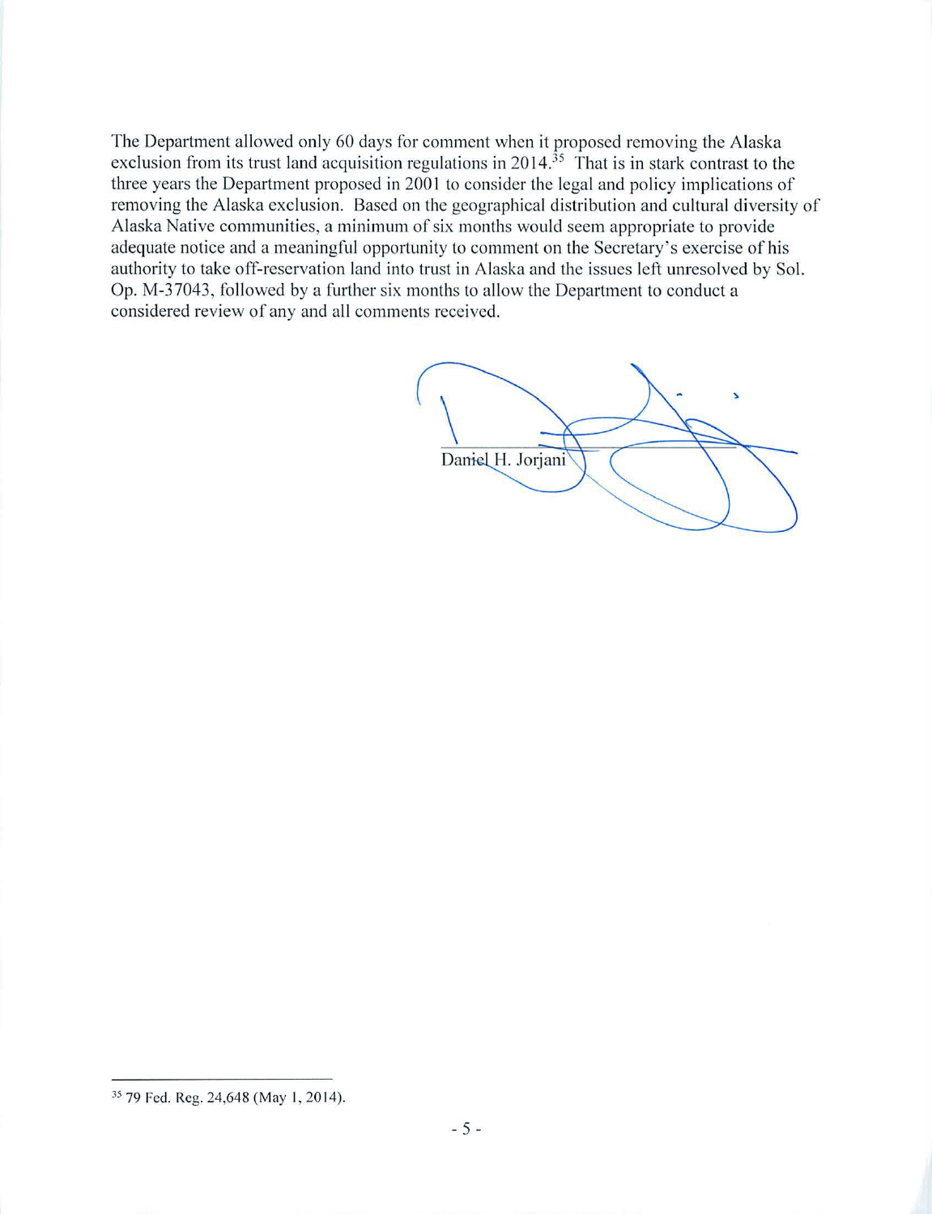The Department allowed only 60 days for comment when it proposed removing the Alaska exclusion from its trust land acquisition regulations in 2014.[35] That is in stark contrast to the three years the Department proposed in 2001 to consider the legal and policy implications of removing the Alaska exclusion. Based on the geographical distribution and cultural diversity of Alaska Native communities, a minimum of six months would seem appropriate to provide adequate notice and a meaningful opportunity to comment on the Secretary's exercise of his authority to take off-reservation land into trust in Alaska and the issues left unresolved by Sol. Op. M-37043, followed by a further six months to allow the Department to conduct a considered review of any and all comments received.

Daniel H. Jorjani

---

[35] 79 Fed. Reg. 24,648 (May 1, 2014).